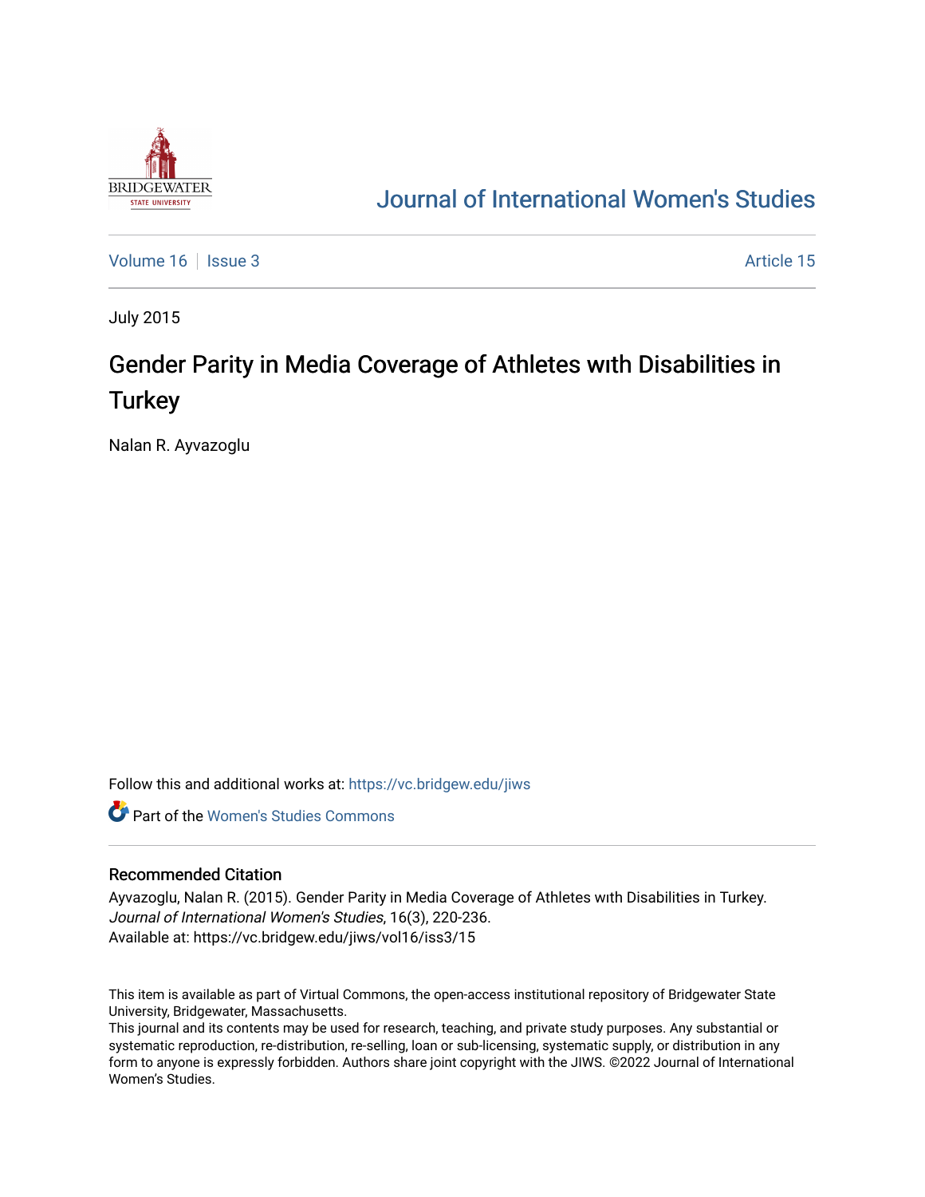# Journal of International Women's Studies

Volume 16 | Issue 3 | Article 15

July 2015

## Gender Parity in Media Coverage of Athletes wıth Disabilities in Turkey

Nalan R. Ayvazoglu

Follow this and additional works at: https://vc.bridgew.edu/jiws

Part of the Women's Studies Commons

### Recommended Citation

Ayvazoglu, Nalan R. (2015). Gender Parity in Media Coverage of Athletes wıth Disabilities in Turkey. *Journal of International Women's Studies*, 16(3), 220-236.
Available at: https://vc.bridgew.edu/jiws/vol16/iss3/15

This item is available as part of Virtual Commons, the open-access institutional repository of Bridgewater State University, Bridgewater, Massachusetts.
This journal and its contents may be used for research, teaching, and private study purposes. Any substantial or systematic reproduction, re-distribution, re-selling, loan or sub-licensing, systematic supply, or distribution in any form to anyone is expressly forbidden. Authors share joint copyright with the JIWS. ©2022 Journal of International Women's Studies.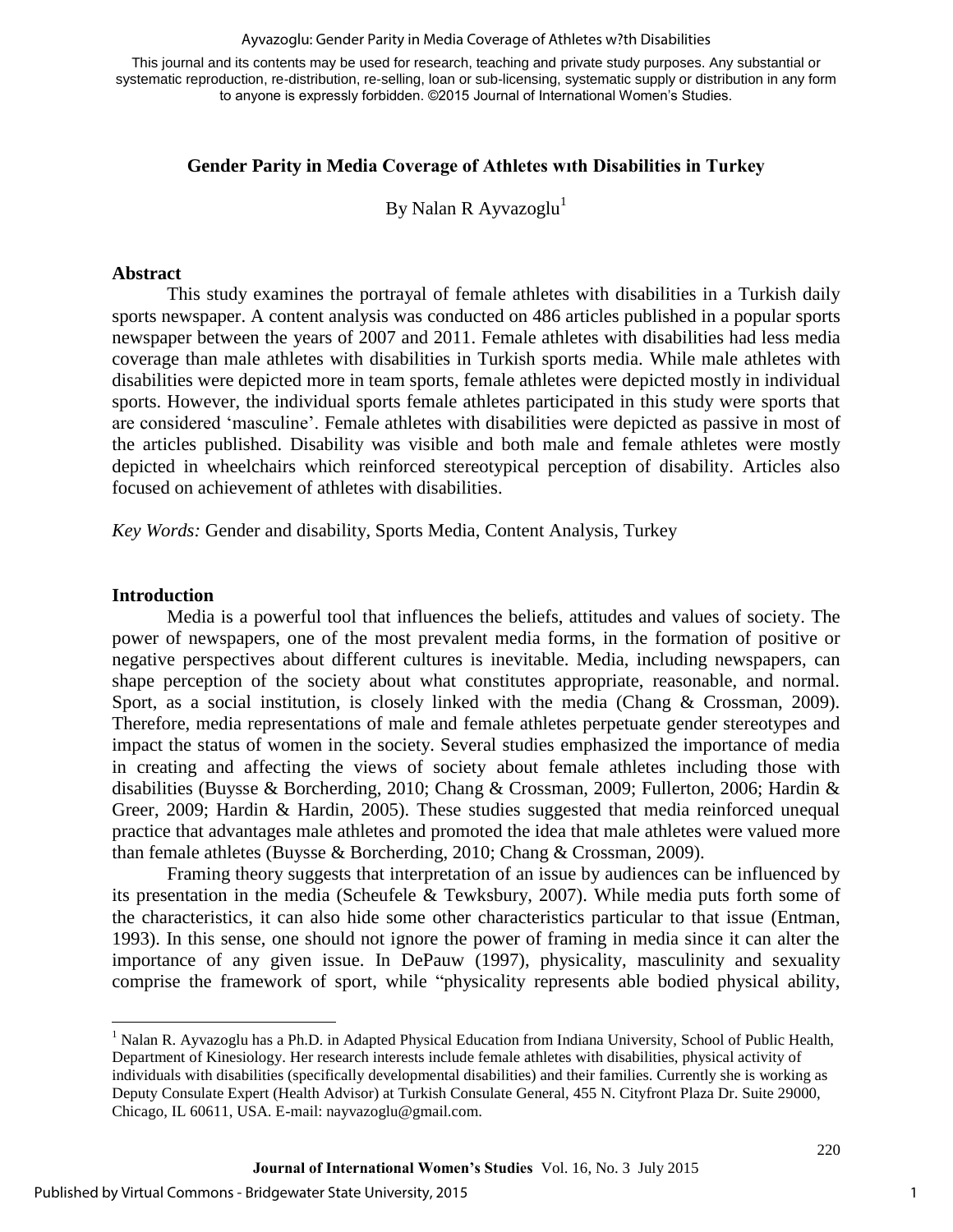## Gender Parity in Media Coverage of Athletes wıth Disabilities in Turkey

By Nalan R Ayvazoglu[1]

### Abstract

This study examines the portrayal of female athletes with disabilities in a Turkish daily sports newspaper. A content analysis was conducted on 486 articles published in a popular sports newspaper between the years of 2007 and 2011. Female athletes with disabilities had less media coverage than male athletes with disabilities in Turkish sports media. While male athletes with disabilities were depicted more in team sports, female athletes were depicted mostly in individual sports. However, the individual sports female athletes participated in this study were sports that are considered 'masculine'. Female athletes with disabilities were depicted as passive in most of the articles published. Disability was visible and both male and female athletes were mostly depicted in wheelchairs which reinforced stereotypical perception of disability. Articles also focused on achievement of athletes with disabilities.

*Key Words:* Gender and disability, Sports Media, Content Analysis, Turkey

### Introduction

Media is a powerful tool that influences the beliefs, attitudes and values of society. The power of newspapers, one of the most prevalent media forms, in the formation of positive or negative perspectives about different cultures is inevitable. Media, including newspapers, can shape perception of the society about what constitutes appropriate, reasonable, and normal. Sport, as a social institution, is closely linked with the media (Chang & Crossman, 2009). Therefore, media representations of male and female athletes perpetuate gender stereotypes and impact the status of women in the society. Several studies emphasized the importance of media in creating and affecting the views of society about female athletes including those with disabilities (Buysse & Borcherding, 2010; Chang & Crossman, 2009; Fullerton, 2006; Hardin & Greer, 2009; Hardin & Hardin, 2005). These studies suggested that media reinforced unequal practice that advantages male athletes and promoted the idea that male athletes were valued more than female athletes (Buysse & Borcherding, 2010; Chang & Crossman, 2009).

Framing theory suggests that interpretation of an issue by audiences can be influenced by its presentation in the media (Scheufele & Tewksbury, 2007). While media puts forth some of the characteristics, it can also hide some other characteristics particular to that issue (Entman, 1993). In this sense, one should not ignore the power of framing in media since it can alter the importance of any given issue. In DePauw (1997), physicality, masculinity and sexuality comprise the framework of sport, while "physicality represents able bodied physical ability,

---

[1] Nalan R. Ayvazoglu has a Ph.D. in Adapted Physical Education from Indiana University, School of Public Health, Department of Kinesiology. Her research interests include female athletes with disabilities, physical activity of individuals with disabilities (specifically developmental disabilities) and their families. Currently she is working as Deputy Consulate Expert (Health Advisor) at Turkish Consulate General, 455 N. Cityfront Plaza Dr. Suite 29000, Chicago, IL 60611, USA. E-mail: nayvazoglu@gmail.com.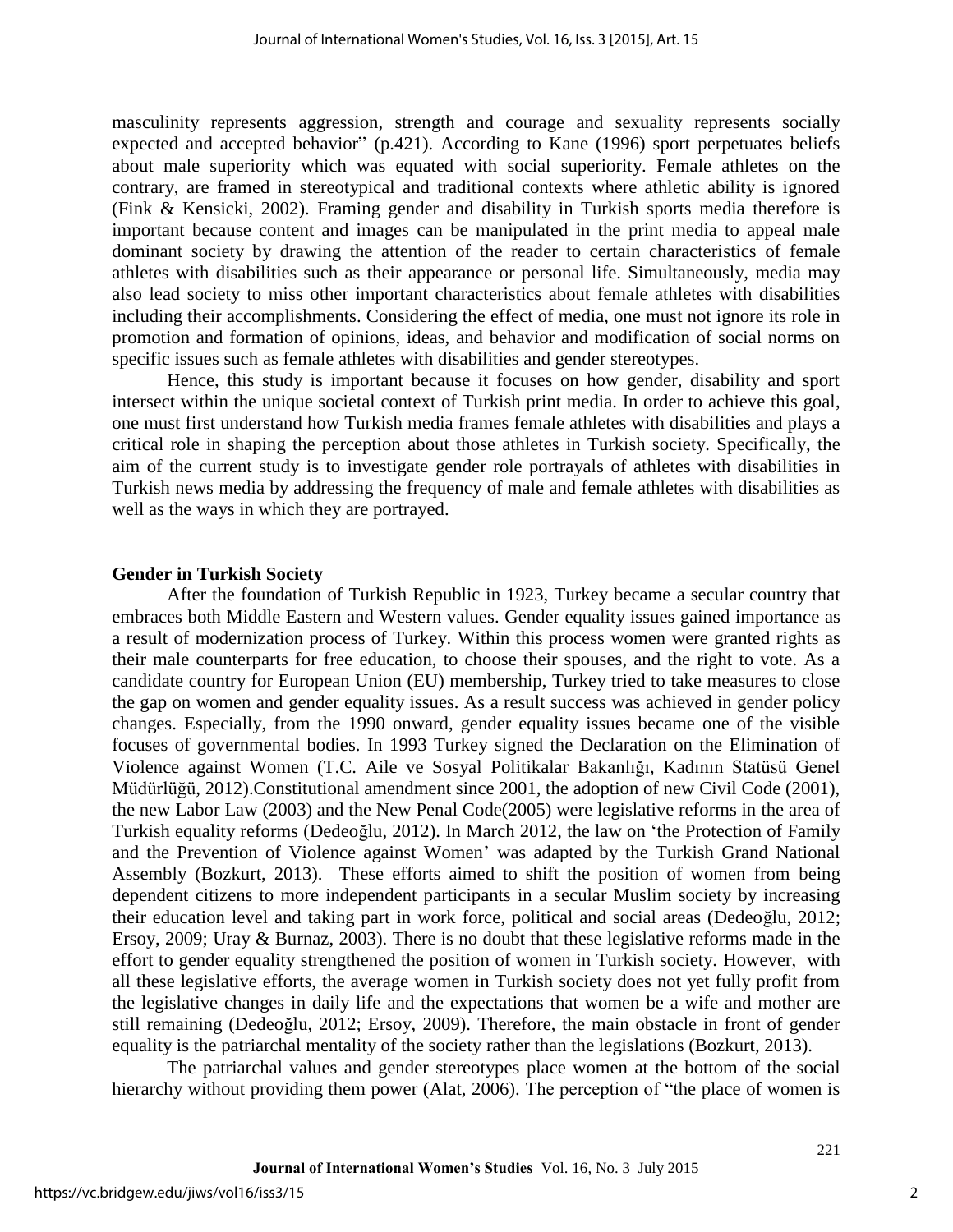masculinity represents aggression, strength and courage and sexuality represents socially expected and accepted behavior" (p.421). According to Kane (1996) sport perpetuates beliefs about male superiority which was equated with social superiority. Female athletes on the contrary, are framed in stereotypical and traditional contexts where athletic ability is ignored (Fink & Kensicki, 2002). Framing gender and disability in Turkish sports media therefore is important because content and images can be manipulated in the print media to appeal male dominant society by drawing the attention of the reader to certain characteristics of female athletes with disabilities such as their appearance or personal life. Simultaneously, media may also lead society to miss other important characteristics about female athletes with disabilities including their accomplishments. Considering the effect of media, one must not ignore its role in promotion and formation of opinions, ideas, and behavior and modification of social norms on specific issues such as female athletes with disabilities and gender stereotypes.

Hence, this study is important because it focuses on how gender, disability and sport intersect within the unique societal context of Turkish print media. In order to achieve this goal, one must first understand how Turkish media frames female athletes with disabilities and plays a critical role in shaping the perception about those athletes in Turkish society. Specifically, the aim of the current study is to investigate gender role portrayals of athletes with disabilities in Turkish news media by addressing the frequency of male and female athletes with disabilities as well as the ways in which they are portrayed.

**Gender in Turkish Society**

After the foundation of Turkish Republic in 1923, Turkey became a secular country that embraces both Middle Eastern and Western values. Gender equality issues gained importance as a result of modernization process of Turkey. Within this process women were granted rights as their male counterparts for free education, to choose their spouses, and the right to vote. As a candidate country for European Union (EU) membership, Turkey tried to take measures to close the gap on women and gender equality issues. As a result success was achieved in gender policy changes. Especially, from the 1990 onward, gender equality issues became one of the visible focuses of governmental bodies. In 1993 Turkey signed the Declaration on the Elimination of Violence against Women (T.C. Aile ve Sosyal Politikalar Bakanlığı, Kadının Statüsü Genel Müdürlüğü, 2012).Constitutional amendment since 2001, the adoption of new Civil Code (2001), the new Labor Law (2003) and the New Penal Code(2005) were legislative reforms in the area of Turkish equality reforms (Dedeoğlu, 2012). In March 2012, the law on 'the Protection of Family and the Prevention of Violence against Women' was adapted by the Turkish Grand National Assembly (Bozkurt, 2013). These efforts aimed to shift the position of women from being dependent citizens to more independent participants in a secular Muslim society by increasing their education level and taking part in work force, political and social areas (Dedeoğlu, 2012; Ersoy, 2009; Uray & Burnaz, 2003). There is no doubt that these legislative reforms made in the effort to gender equality strengthened the position of women in Turkish society. However, with all these legislative efforts, the average women in Turkish society does not yet fully profit from the legislative changes in daily life and the expectations that women be a wife and mother are still remaining (Dedeoğlu, 2012; Ersoy, 2009). Therefore, the main obstacle in front of gender equality is the patriarchal mentality of the society rather than the legislations (Bozkurt, 2013).

The patriarchal values and gender stereotypes place women at the bottom of the social hierarchy without providing them power (Alat, 2006). The perception of "the place of women is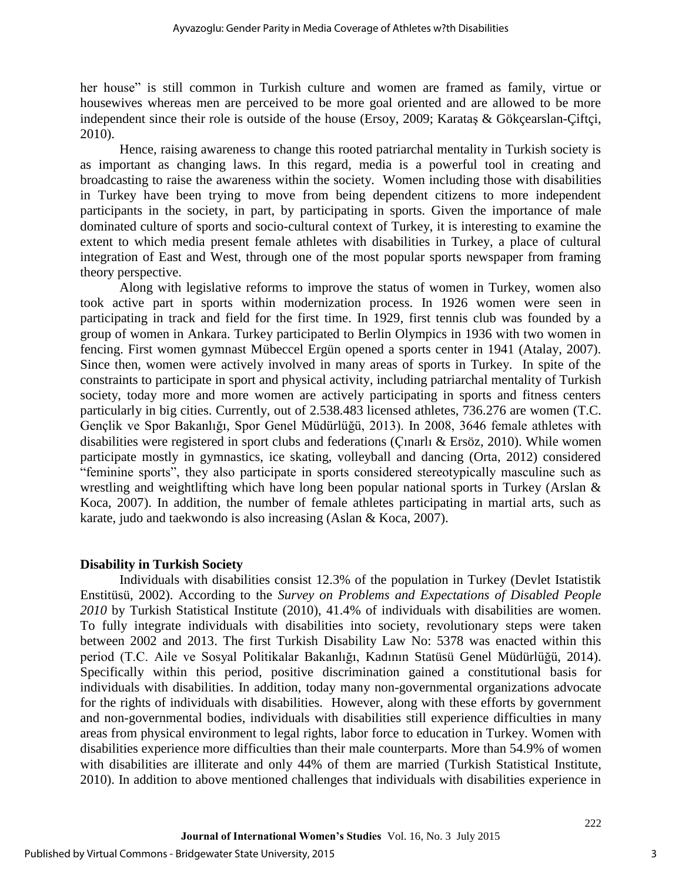her house" is still common in Turkish culture and women are framed as family, virtue or housewives whereas men are perceived to be more goal oriented and are allowed to be more independent since their role is outside of the house (Ersoy, 2009; Karataş & Gökçearslan-Çiftçi, 2010).

Hence, raising awareness to change this rooted patriarchal mentality in Turkish society is as important as changing laws. In this regard, media is a powerful tool in creating and broadcasting to raise the awareness within the society. Women including those with disabilities in Turkey have been trying to move from being dependent citizens to more independent participants in the society, in part, by participating in sports. Given the importance of male dominated culture of sports and socio-cultural context of Turkey, it is interesting to examine the extent to which media present female athletes with disabilities in Turkey, a place of cultural integration of East and West, through one of the most popular sports newspaper from framing theory perspective.

Along with legislative reforms to improve the status of women in Turkey, women also took active part in sports within modernization process. In 1926 women were seen in participating in track and field for the first time. In 1929, first tennis club was founded by a group of women in Ankara. Turkey participated to Berlin Olympics in 1936 with two women in fencing. First women gymnast Mübeccel Ergün opened a sports center in 1941 (Atalay, 2007). Since then, women were actively involved in many areas of sports in Turkey. In spite of the constraints to participate in sport and physical activity, including patriarchal mentality of Turkish society, today more and more women are actively participating in sports and fitness centers particularly in big cities. Currently, out of 2.538.483 licensed athletes, 736.276 are women (T.C. Gençlik ve Spor Bakanlığı, Spor Genel Müdürlüğü, 2013). In 2008, 3646 female athletes with disabilities were registered in sport clubs and federations (Çınarlı & Ersöz, 2010). While women participate mostly in gymnastics, ice skating, volleyball and dancing (Orta, 2012) considered "feminine sports", they also participate in sports considered stereotypically masculine such as wrestling and weightlifting which have long been popular national sports in Turkey (Arslan & Koca, 2007). In addition, the number of female athletes participating in martial arts, such as karate, judo and taekwondo is also increasing (Aslan & Koca, 2007).

## Disability in Turkish Society

Individuals with disabilities consist 12.3% of the population in Turkey (Devlet Istatistik Enstitüsü, 2002). According to the *Survey on Problems and Expectations of Disabled People 2010* by Turkish Statistical Institute (2010), 41.4% of individuals with disabilities are women. To fully integrate individuals with disabilities into society, revolutionary steps were taken between 2002 and 2013. The first Turkish Disability Law No: 5378 was enacted within this period (T.C. Aile ve Sosyal Politikalar Bakanlığı, Kadının Statüsü Genel Müdürlüğü, 2014). Specifically within this period, positive discrimination gained a constitutional basis for individuals with disabilities. In addition, today many non-governmental organizations advocate for the rights of individuals with disabilities. However, along with these efforts by government and non-governmental bodies, individuals with disabilities still experience difficulties in many areas from physical environment to legal rights, labor force to education in Turkey. Women with disabilities experience more difficulties than their male counterparts. More than 54.9% of women with disabilities are illiterate and only 44% of them are married (Turkish Statistical Institute, 2010). In addition to above mentioned challenges that individuals with disabilities experience in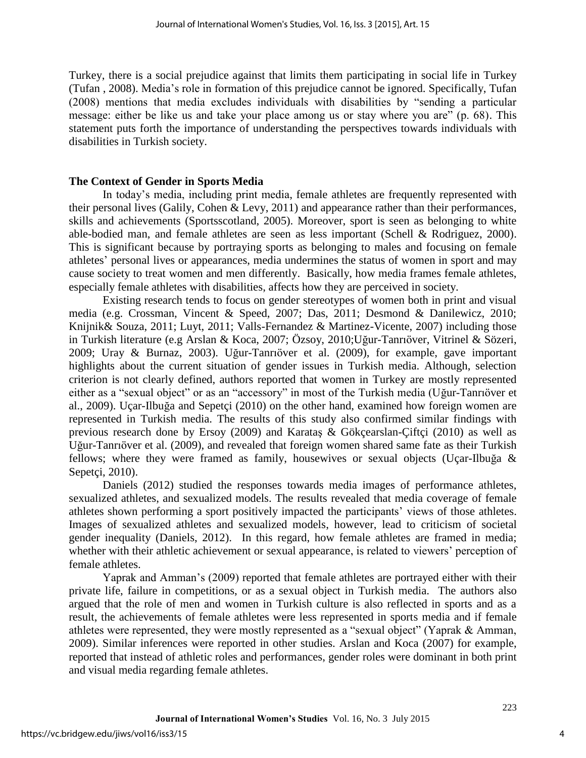Turkey, there is a social prejudice against that limits them participating in social life in Turkey (Tufan , 2008). Media's role in formation of this prejudice cannot be ignored. Specifically, Tufan (2008) mentions that media excludes individuals with disabilities by "sending a particular message: either be like us and take your place among us or stay where you are" (p. 68). This statement puts forth the importance of understanding the perspectives towards individuals with disabilities in Turkish society.

## The Context of Gender in Sports Media

In today's media, including print media, female athletes are frequently represented with their personal lives (Galily, Cohen & Levy, 2011) and appearance rather than their performances, skills and achievements (Sportsscotland, 2005). Moreover, sport is seen as belonging to white able-bodied man, and female athletes are seen as less important (Schell & Rodriguez, 2000). This is significant because by portraying sports as belonging to males and focusing on female athletes' personal lives or appearances, media undermines the status of women in sport and may cause society to treat women and men differently. Basically, how media frames female athletes, especially female athletes with disabilities, affects how they are perceived in society.

Existing research tends to focus on gender stereotypes of women both in print and visual media (e.g. Crossman, Vincent & Speed, 2007; Das, 2011; Desmond & Danilewicz, 2010; Knijnik& Souza, 2011; Luyt, 2011; Valls-Fernandez & Martinez-Vicente, 2007) including those in Turkish literature (e.g Arslan & Koca, 2007; Özsoy, 2010;Uğur-Tanrıöver, Vitrinel & Sözeri, 2009; Uray & Burnaz, 2003). Uğur-Tanrıöver et al. (2009), for example, gave important highlights about the current situation of gender issues in Turkish media. Although, selection criterion is not clearly defined, authors reported that women in Turkey are mostly represented either as a "sexual object" or as an "accessory" in most of the Turkish media (Uğur-Tanrıöver et al., 2009). Uçar-Ilbuğa and Sepetçi (2010) on the other hand, examined how foreign women are represented in Turkish media. The results of this study also confirmed similar findings with previous research done by Ersoy (2009) and Karataş & Gökçearslan-Çiftçi (2010) as well as Uğur-Tanrıöver et al. (2009), and revealed that foreign women shared same fate as their Turkish fellows; where they were framed as family, housewives or sexual objects (Uçar-Ilbuğa & Sepetçi, 2010).

Daniels (2012) studied the responses towards media images of performance athletes, sexualized athletes, and sexualized models. The results revealed that media coverage of female athletes shown performing a sport positively impacted the participants' views of those athletes. Images of sexualized athletes and sexualized models, however, lead to criticism of societal gender inequality (Daniels, 2012). In this regard, how female athletes are framed in media; whether with their athletic achievement or sexual appearance, is related to viewers' perception of female athletes.

Yaprak and Amman's (2009) reported that female athletes are portrayed either with their private life, failure in competitions, or as a sexual object in Turkish media. The authors also argued that the role of men and women in Turkish culture is also reflected in sports and as a result, the achievements of female athletes were less represented in sports media and if female athletes were represented, they were mostly represented as a "sexual object" (Yaprak & Amman, 2009). Similar inferences were reported in other studies. Arslan and Koca (2007) for example, reported that instead of athletic roles and performances, gender roles were dominant in both print and visual media regarding female athletes.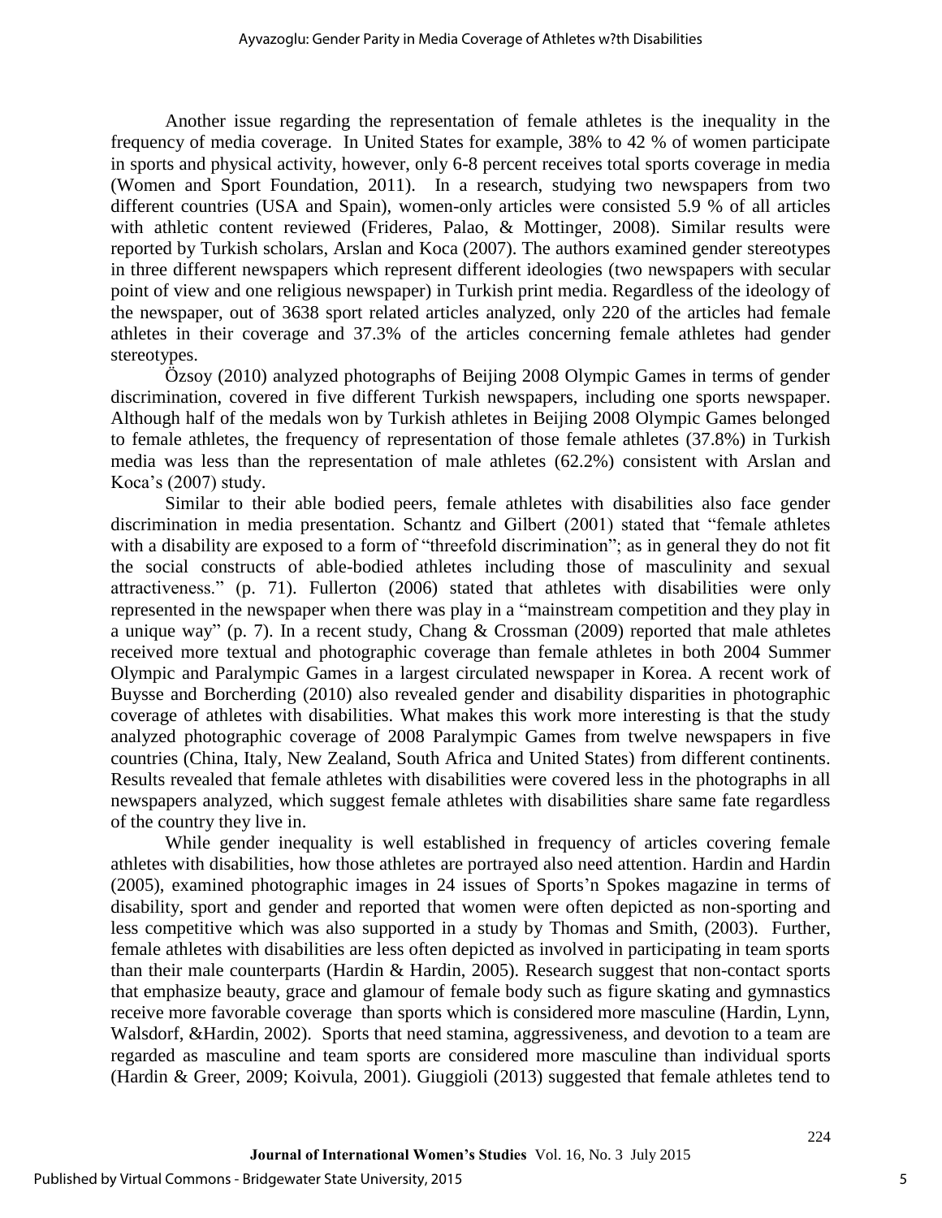Another issue regarding the representation of female athletes is the inequality in the frequency of media coverage. In United States for example, 38% to 42 % of women participate in sports and physical activity, however, only 6-8 percent receives total sports coverage in media (Women and Sport Foundation, 2011). In a research, studying two newspapers from two different countries (USA and Spain), women-only articles were consisted 5.9 % of all articles with athletic content reviewed (Frideres, Palao, & Mottinger, 2008). Similar results were reported by Turkish scholars, Arslan and Koca (2007). The authors examined gender stereotypes in three different newspapers which represent different ideologies (two newspapers with secular point of view and one religious newspaper) in Turkish print media. Regardless of the ideology of the newspaper, out of 3638 sport related articles analyzed, only 220 of the articles had female athletes in their coverage and 37.3% of the articles concerning female athletes had gender stereotypes.

Özsoy (2010) analyzed photographs of Beijing 2008 Olympic Games in terms of gender discrimination, covered in five different Turkish newspapers, including one sports newspaper. Although half of the medals won by Turkish athletes in Beijing 2008 Olympic Games belonged to female athletes, the frequency of representation of those female athletes (37.8%) in Turkish media was less than the representation of male athletes (62.2%) consistent with Arslan and Koca's (2007) study.

Similar to their able bodied peers, female athletes with disabilities also face gender discrimination in media presentation. Schantz and Gilbert (2001) stated that "female athletes with a disability are exposed to a form of "threefold discrimination"; as in general they do not fit the social constructs of able-bodied athletes including those of masculinity and sexual attractiveness." (p. 71). Fullerton (2006) stated that athletes with disabilities were only represented in the newspaper when there was play in a "mainstream competition and they play in a unique way" (p. 7). In a recent study, Chang & Crossman (2009) reported that male athletes received more textual and photographic coverage than female athletes in both 2004 Summer Olympic and Paralympic Games in a largest circulated newspaper in Korea. A recent work of Buysse and Borcherding (2010) also revealed gender and disability disparities in photographic coverage of athletes with disabilities. What makes this work more interesting is that the study analyzed photographic coverage of 2008 Paralympic Games from twelve newspapers in five countries (China, Italy, New Zealand, South Africa and United States) from different continents. Results revealed that female athletes with disabilities were covered less in the photographs in all newspapers analyzed, which suggest female athletes with disabilities share same fate regardless of the country they live in.

While gender inequality is well established in frequency of articles covering female athletes with disabilities, how those athletes are portrayed also need attention. Hardin and Hardin (2005), examined photographic images in 24 issues of Sports'n Spokes magazine in terms of disability, sport and gender and reported that women were often depicted as non-sporting and less competitive which was also supported in a study by Thomas and Smith, (2003). Further, female athletes with disabilities are less often depicted as involved in participating in team sports than their male counterparts (Hardin & Hardin, 2005). Research suggest that non-contact sports that emphasize beauty, grace and glamour of female body such as figure skating and gymnastics receive more favorable coverage than sports which is considered more masculine (Hardin, Lynn, Walsdorf, &Hardin, 2002). Sports that need stamina, aggressiveness, and devotion to a team are regarded as masculine and team sports are considered more masculine than individual sports (Hardin & Greer, 2009; Koivula, 2001). Giuggioli (2013) suggested that female athletes tend to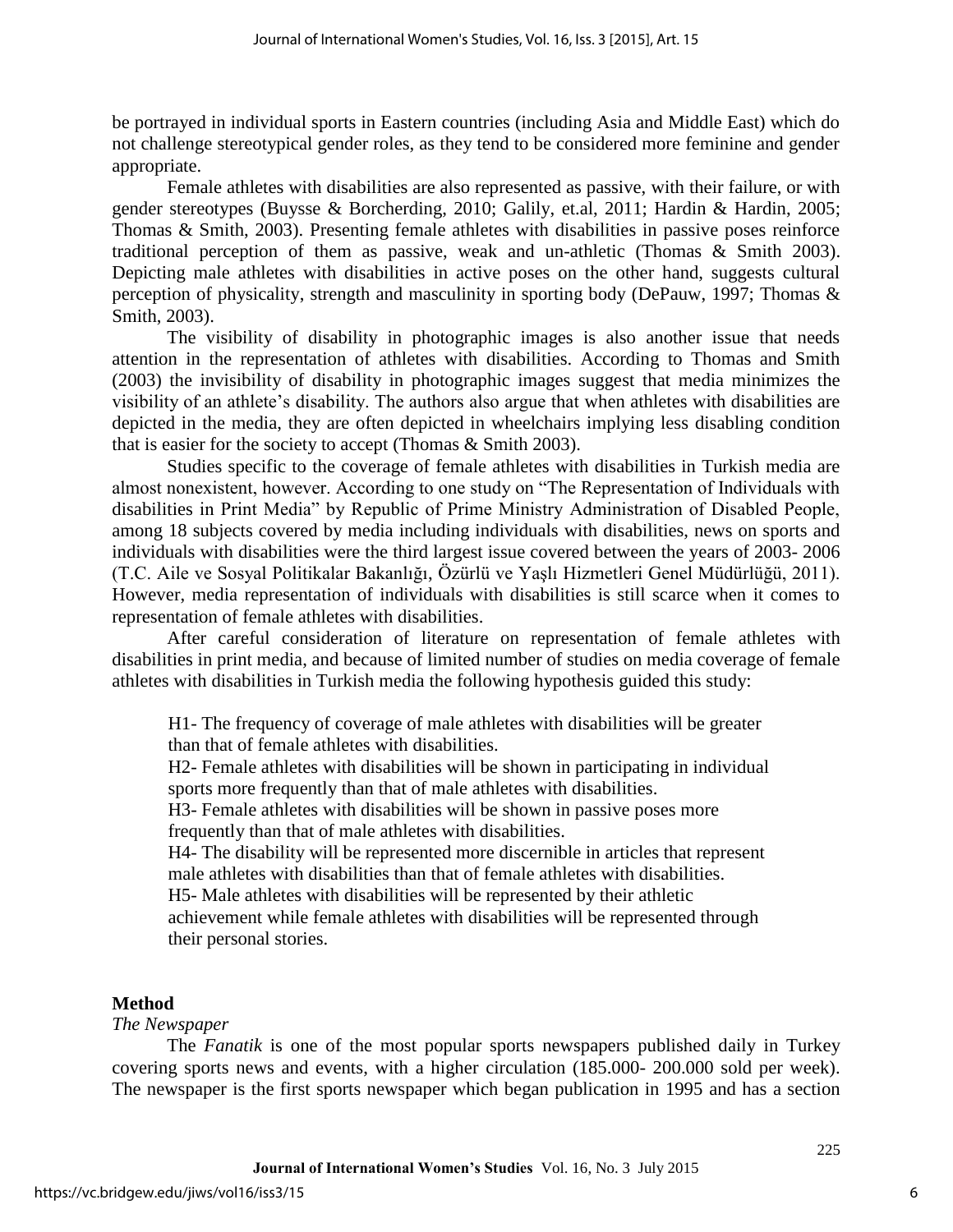be portrayed in individual sports in Eastern countries (including Asia and Middle East) which do not challenge stereotypical gender roles, as they tend to be considered more feminine and gender appropriate.

Female athletes with disabilities are also represented as passive, with their failure, or with gender stereotypes (Buysse & Borcherding, 2010; Galily, et.al, 2011; Hardin & Hardin, 2005; Thomas & Smith, 2003). Presenting female athletes with disabilities in passive poses reinforce traditional perception of them as passive, weak and un-athletic (Thomas & Smith 2003). Depicting male athletes with disabilities in active poses on the other hand, suggests cultural perception of physicality, strength and masculinity in sporting body (DePauw, 1997; Thomas & Smith, 2003).

The visibility of disability in photographic images is also another issue that needs attention in the representation of athletes with disabilities. According to Thomas and Smith (2003) the invisibility of disability in photographic images suggest that media minimizes the visibility of an athlete's disability. The authors also argue that when athletes with disabilities are depicted in the media, they are often depicted in wheelchairs implying less disabling condition that is easier for the society to accept (Thomas & Smith 2003).

Studies specific to the coverage of female athletes with disabilities in Turkish media are almost nonexistent, however. According to one study on "The Representation of Individuals with disabilities in Print Media" by Republic of Prime Ministry Administration of Disabled People, among 18 subjects covered by media including individuals with disabilities, news on sports and individuals with disabilities were the third largest issue covered between the years of 2003- 2006 (T.C. Aile ve Sosyal Politikalar Bakanlığı, Özürlü ve Yaşlı Hizmetleri Genel Müdürlüğü, 2011). However, media representation of individuals with disabilities is still scarce when it comes to representation of female athletes with disabilities.

After careful consideration of literature on representation of female athletes with disabilities in print media, and because of limited number of studies on media coverage of female athletes with disabilities in Turkish media the following hypothesis guided this study:

H1- The frequency of coverage of male athletes with disabilities will be greater than that of female athletes with disabilities.
H2- Female athletes with disabilities will be shown in participating in individual sports more frequently than that of male athletes with disabilities.
H3- Female athletes with disabilities will be shown in passive poses more frequently than that of male athletes with disabilities.
H4- The disability will be represented more discernible in articles that represent male athletes with disabilities than that of female athletes with disabilities.
H5- Male athletes with disabilities will be represented by their athletic achievement while female athletes with disabilities will be represented through their personal stories.

## Method

*The Newspaper*

The *Fanatik* is one of the most popular sports newspapers published daily in Turkey covering sports news and events, with a higher circulation (185.000- 200.000 sold per week). The newspaper is the first sports newspaper which began publication in 1995 and has a section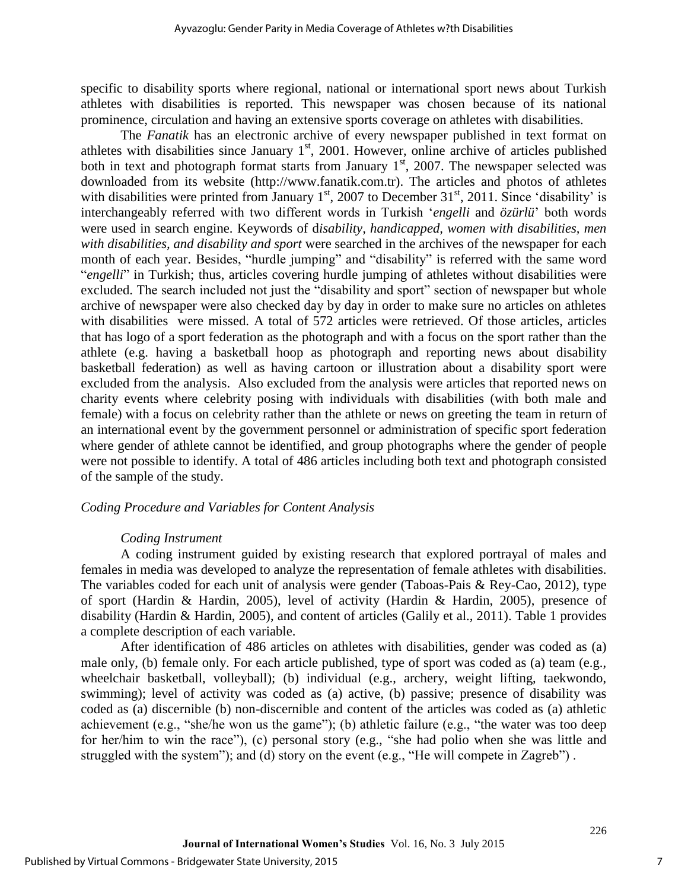specific to disability sports where regional, national or international sport news about Turkish athletes with disabilities is reported. This newspaper was chosen because of its national prominence, circulation and having an extensive sports coverage on athletes with disabilities.

The *Fanatik* has an electronic archive of every newspaper published in text format on athletes with disabilities since January 1st, 2001. However, online archive of articles published both in text and photograph format starts from January 1st, 2007. The newspaper selected was downloaded from its website (http://www.fanatik.com.tr). The articles and photos of athletes with disabilities were printed from January 1st, 2007 to December 31st, 2011. Since 'disability' is interchangeably referred with two different words in Turkish '*engelli* and *özürlü*' both words were used in search engine. Keywords of d*isability, handicapped, women with disabilities, men with disabilities, and disability and sport* were searched in the archives of the newspaper for each month of each year. Besides, "hurdle jumping" and "disability" is referred with the same word "*engelli*" in Turkish; thus, articles covering hurdle jumping of athletes without disabilities were excluded. The search included not just the "disability and sport" section of newspaper but whole archive of newspaper were also checked day by day in order to make sure no articles on athletes with disabilities were missed. A total of 572 articles were retrieved. Of those articles, articles that has logo of a sport federation as the photograph and with a focus on the sport rather than the athlete (e.g. having a basketball hoop as photograph and reporting news about disability basketball federation) as well as having cartoon or illustration about a disability sport were excluded from the analysis. Also excluded from the analysis were articles that reported news on charity events where celebrity posing with individuals with disabilities (with both male and female) with a focus on celebrity rather than the athlete or news on greeting the team in return of an international event by the government personnel or administration of specific sport federation where gender of athlete cannot be identified, and group photographs where the gender of people were not possible to identify. A total of 486 articles including both text and photograph consisted of the sample of the study.

### *Coding Procedure and Variables for Content Analysis*

#### *Coding Instrument*

A coding instrument guided by existing research that explored portrayal of males and females in media was developed to analyze the representation of female athletes with disabilities. The variables coded for each unit of analysis were gender (Taboas-Pais & Rey-Cao, 2012), type of sport (Hardin & Hardin, 2005), level of activity (Hardin & Hardin, 2005), presence of disability (Hardin & Hardin, 2005), and content of articles (Galily et al., 2011). Table 1 provides a complete description of each variable.

After identification of 486 articles on athletes with disabilities, gender was coded as (a) male only, (b) female only. For each article published, type of sport was coded as (a) team (e.g., wheelchair basketball, volleyball); (b) individual (e.g., archery, weight lifting, taekwondo, swimming); level of activity was coded as (a) active, (b) passive; presence of disability was coded as (a) discernible (b) non-discernible and content of the articles was coded as (a) athletic achievement (e.g., "she/he won us the game"); (b) athletic failure (e.g., "the water was too deep for her/him to win the race"), (c) personal story (e.g., "she had polio when she was little and struggled with the system"); and (d) story on the event (e.g., "He will compete in Zagreb") .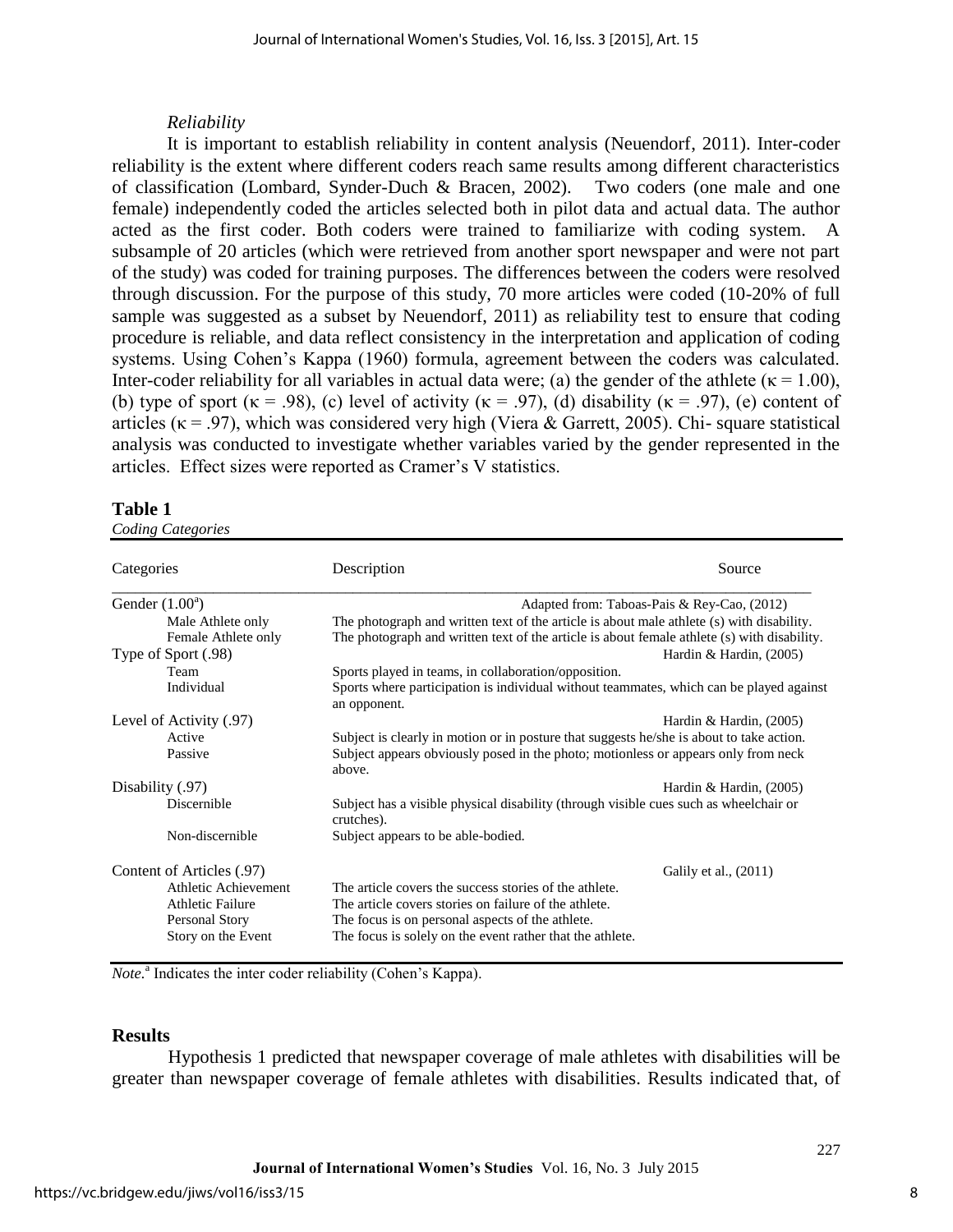*Reliability*

It is important to establish reliability in content analysis (Neuendorf, 2011). Inter-coder reliability is the extent where different coders reach same results among different characteristics of classification (Lombard, Synder-Duch & Bracen, 2002). Two coders (one male and one female) independently coded the articles selected both in pilot data and actual data. The author acted as the first coder. Both coders were trained to familiarize with coding system. A subsample of 20 articles (which were retrieved from another sport newspaper and were not part of the study) was coded for training purposes. The differences between the coders were resolved through discussion. For the purpose of this study, 70 more articles were coded (10-20% of full sample was suggested as a subset by Neuendorf, 2011) as reliability test to ensure that coding procedure is reliable, and data reflect consistency in the interpretation and application of coding systems. Using Cohen's Kappa (1960) formula, agreement between the coders was calculated. Inter-coder reliability for all variables in actual data were; (a) the gender of the athlete ($\kappa = 1.00$), (b) type of sport ($\kappa = .98$), (c) level of activity ($\kappa = .97$), (d) disability ($\kappa = .97$), (e) content of articles ($\kappa = .97$), which was considered very high (Viera & Garrett, 2005). Chi- square statistical analysis was conducted to investigate whether variables varied by the gender represented in the articles. Effect sizes were reported as Cramer's V statistics.

**Table 1**
*Coding Categories*

| Categories | Description | Source |
|---|---|---|
| Gender (1.00[a]) | | Adapted from: Taboas-Pais & Rey-Cao, (2012) |
| Male Athlete only | The photograph and written text of the article is about male athlete (s) with disability. | |
| Female Athlete only | The photograph and written text of the article is about female athlete (s) with disability. | |
| Type of Sport (.98) | | Hardin & Hardin, (2005) |
| Team | Sports played in teams, in collaboration/opposition. | |
| Individual | Sports where participation is individual without teammates, which can be played against an opponent. | |
| Level of Activity (.97) | | Hardin & Hardin, (2005) |
| Active | Subject is clearly in motion or in posture that suggests he/she is about to take action. | |
| Passive | Subject appears obviously posed in the photo; motionless or appears only from neck above. | |
| Disability (.97) | | Hardin & Hardin, (2005) |
| Discernible | Subject has a visible physical disability (through visible cues such as wheelchair or crutches). | |
| Non-discernible | Subject appears to be able-bodied. | |
| Content of Articles (.97) | | Galily et al., (2011) |
| Athletic Achievement | The article covers the success stories of the athlete. | |
| Athletic Failure | The article covers stories on failure of the athlete. | |
| Personal Story | The focus is on personal aspects of the athlete. | |
| Story on the Event | The focus is solely on the event rather that the athlete. | |

*Note.*[a] Indicates the inter coder reliability (Cohen's Kappa).

## Results

Hypothesis 1 predicted that newspaper coverage of male athletes with disabilities will be greater than newspaper coverage of female athletes with disabilities. Results indicated that, of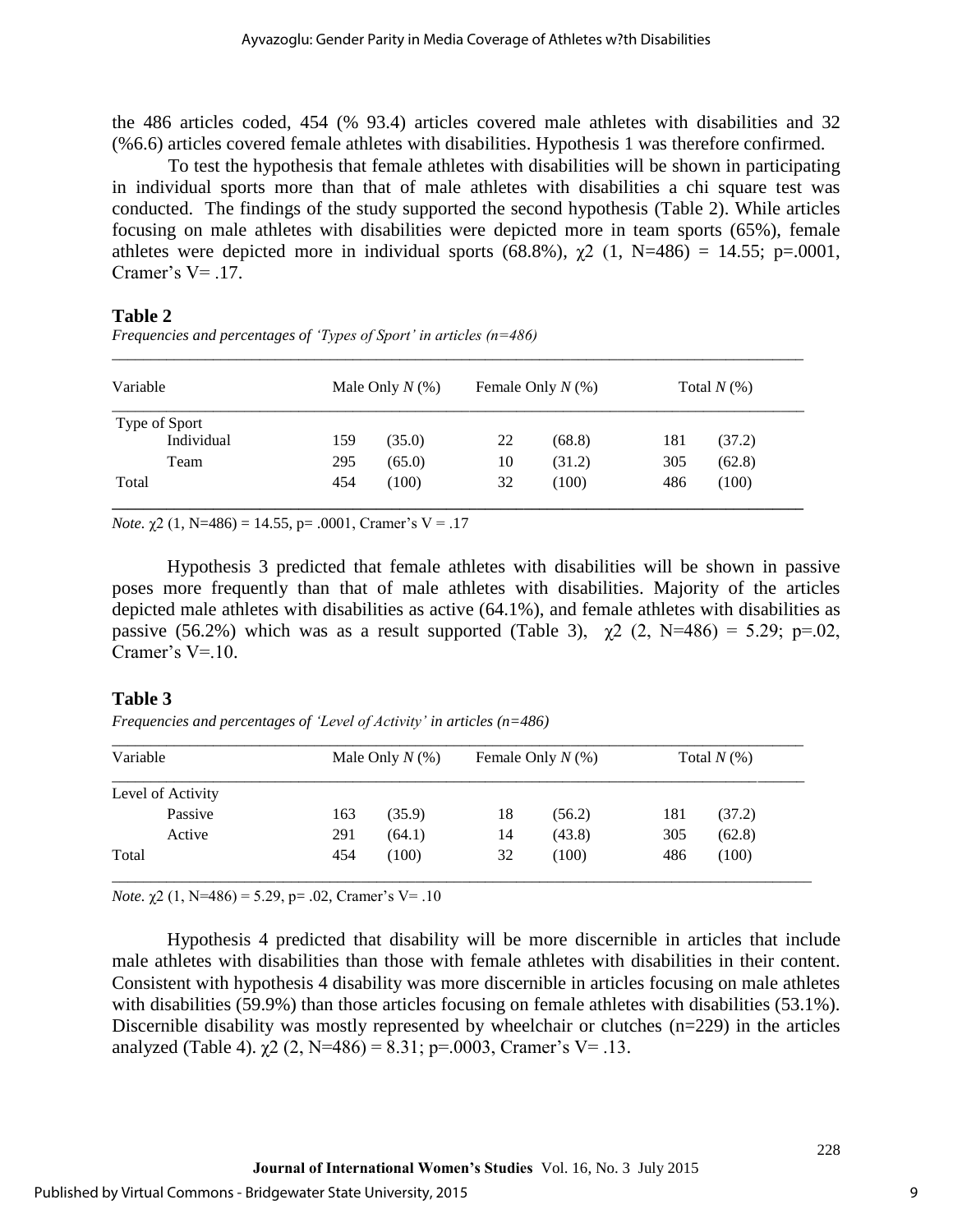the 486 articles coded, 454 (% 93.4) articles covered male athletes with disabilities and 32 (%6.6) articles covered female athletes with disabilities. Hypothesis 1 was therefore confirmed.

To test the hypothesis that female athletes with disabilities will be shown in participating in individual sports more than that of male athletes with disabilities a chi square test was conducted. The findings of the study supported the second hypothesis (Table 2). While articles focusing on male athletes with disabilities were depicted more in team sports (65%), female athletes were depicted more in individual sports (68.8%), $\chi2$ (1, N=486) = 14.55; p=.0001, Cramer's V= .17.

**Table 2**

*Frequencies and percentages of 'Types of Sport' in articles (n=486)*

| Variable | Male Only *N* (%) | | Female Only *N* (%) | | Total *N* (%) | |
|---|---|---|---|---|---|---|
| Type of Sport | | | | | | |
| Individual | 159 | (35.0) | 22 | (68.8) | 181 | (37.2) |
| Team | 295 | (65.0) | 10 | (31.2) | 305 | (62.8) |
| Total | 454 | (100) | 32 | (100) | 486 | (100) |

*Note.* $\chi2$ (1, N=486) = 14.55, p= .0001, Cramer's V = .17

Hypothesis 3 predicted that female athletes with disabilities will be shown in passive poses more frequently than that of male athletes with disabilities. Majority of the articles depicted male athletes with disabilities as active (64.1%), and female athletes with disabilities as passive (56.2%) which was as a result supported (Table 3), $\chi2$ (2, N=486) = 5.29; p=.02, Cramer's V=.10.

**Table 3**

*Frequencies and percentages of 'Level of Activity' in articles (n=486)*

| Variable | Male Only *N* (%) | | Female Only *N* (%) | | Total *N* (%) | |
|---|---|---|---|---|---|---|
| Level of Activity | | | | | | |
| Passive | 163 | (35.9) | 18 | (56.2) | 181 | (37.2) |
| Active | 291 | (64.1) | 14 | (43.8) | 305 | (62.8) |
| Total | 454 | (100) | 32 | (100) | 486 | (100) |

*Note.* $\chi2$ (1, N=486) = 5.29, p= .02, Cramer's V= .10

Hypothesis 4 predicted that disability will be more discernible in articles that include male athletes with disabilities than those with female athletes with disabilities in their content. Consistent with hypothesis 4 disability was more discernible in articles focusing on male athletes with disabilities (59.9%) than those articles focusing on female athletes with disabilities (53.1%). Discernible disability was mostly represented by wheelchair or clutches (n=229) in the articles analyzed (Table 4). $\chi2$ (2, N=486) = 8.31; p=.0003, Cramer's V= .13.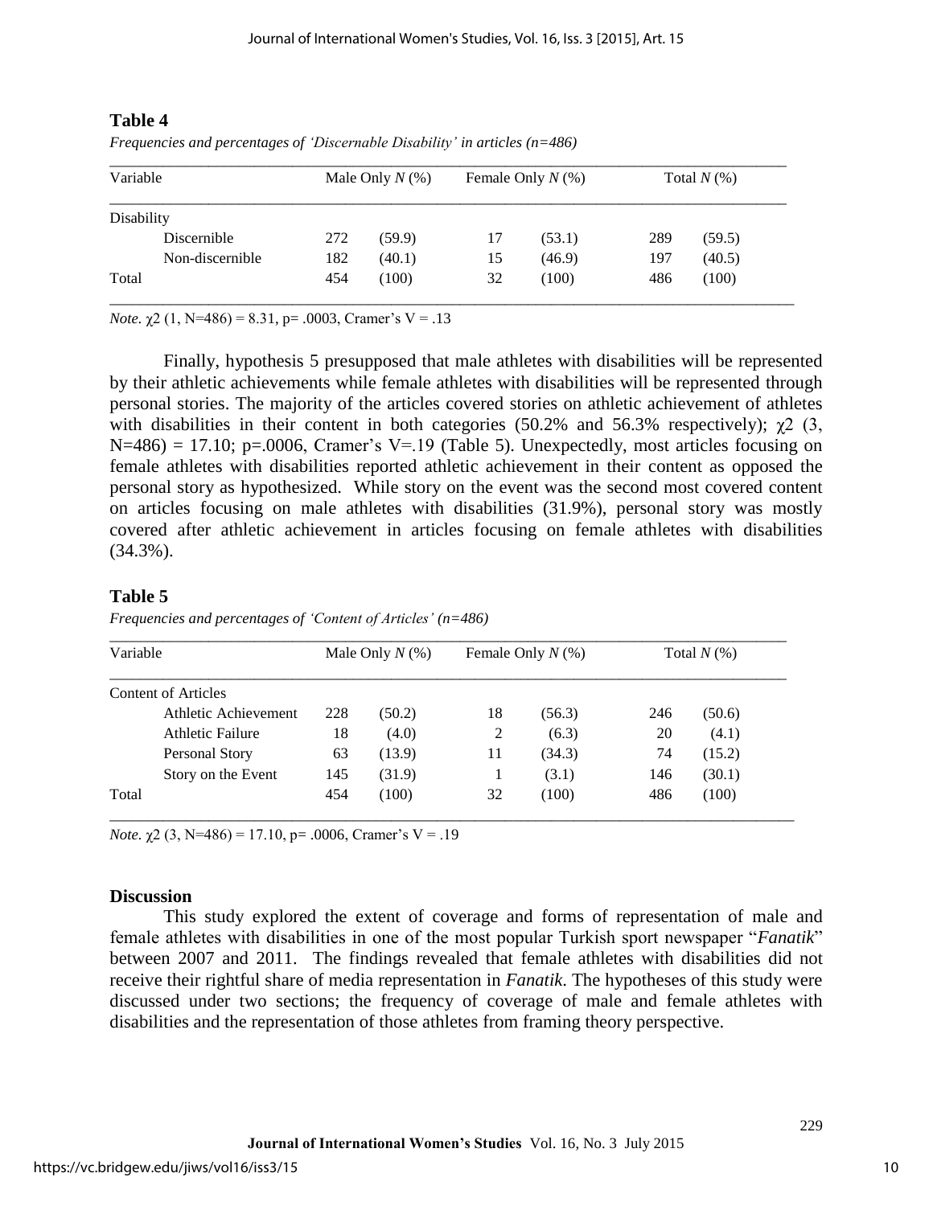**Table 4**

*Frequencies and percentages of 'Discernable Disability' in articles (n=486)*

| Variable | Male Only *N* (%) | | Female Only *N* (%) | | Total *N* (%) | |
|---|---|---|---|---|---|---|
| Disability | | | | | | |
| Discernible | 272 | (59.9) | 17 | (53.1) | 289 | (59.5) |
| Non-discernible | 182 | (40.1) | 15 | (46.9) | 197 | (40.5) |
| Total | 454 | (100) | 32 | (100) | 486 | (100) |

*Note.* $\chi2$ (1, N=486) = 8.31, p= .0003, Cramer's V = .13

Finally, hypothesis 5 presupposed that male athletes with disabilities will be represented by their athletic achievements while female athletes with disabilities will be represented through personal stories. The majority of the articles covered stories on athletic achievement of athletes with disabilities in their content in both categories (50.2% and 56.3% respectively); $\chi2$ (3, N=486) = 17.10; p=.0006, Cramer's V=.19 (Table 5). Unexpectedly, most articles focusing on female athletes with disabilities reported athletic achievement in their content as opposed the personal story as hypothesized. While story on the event was the second most covered content on articles focusing on male athletes with disabilities (31.9%), personal story was mostly covered after athletic achievement in articles focusing on female athletes with disabilities (34.3%).

**Table 5**

*Frequencies and percentages of 'Content of Articles' (n=486)*

| Variable | Male Only *N* (%) | | Female Only *N* (%) | | Total *N* (%) | |
|---|---|---|---|---|---|---|
| Content of Articles | | | | | | |
| Athletic Achievement | 228 | (50.2) | 18 | (56.3) | 246 | (50.6) |
| Athletic Failure | 18 | (4.0) | 2 | (6.3) | 20 | (4.1) |
| Personal Story | 63 | (13.9) | 11 | (34.3) | 74 | (15.2) |
| Story on the Event | 145 | (31.9) | 1 | (3.1) | 146 | (30.1) |
| Total | 454 | (100) | 32 | (100) | 486 | (100) |

*Note.* $\chi2$ (3, N=486) = 17.10, p= .0006, Cramer's V = .19

## Discussion

This study explored the extent of coverage and forms of representation of male and female athletes with disabilities in one of the most popular Turkish sport newspaper "*Fanatik*" between 2007 and 2011. The findings revealed that female athletes with disabilities did not receive their rightful share of media representation in *Fanatik*. The hypotheses of this study were discussed under two sections; the frequency of coverage of male and female athletes with disabilities and the representation of those athletes from framing theory perspective.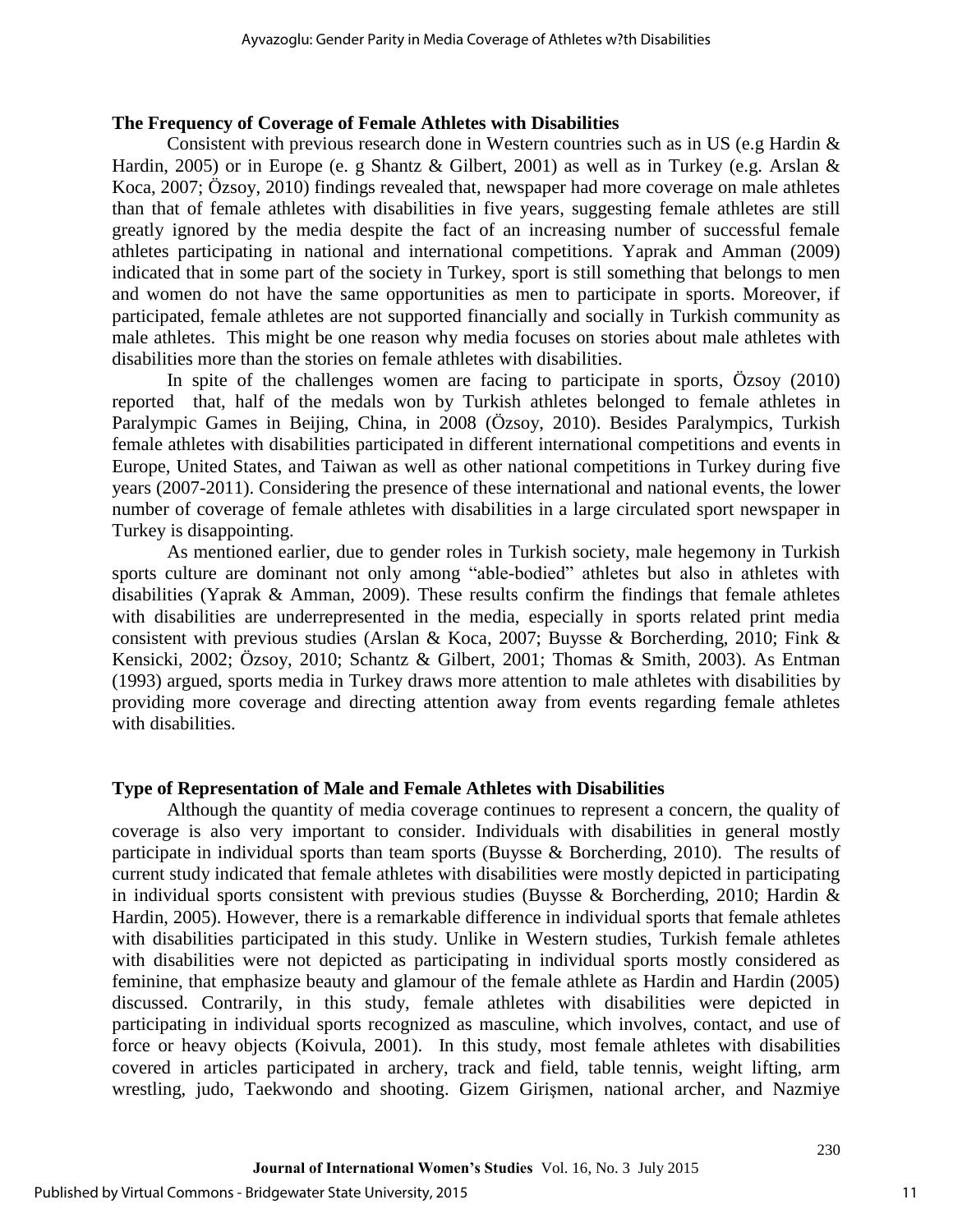## The Frequency of Coverage of Female Athletes with Disabilities

Consistent with previous research done in Western countries such as in US (e.g Hardin & Hardin, 2005) or in Europe (e. g Shantz & Gilbert, 2001) as well as in Turkey (e.g. Arslan & Koca, 2007; Özsoy, 2010) findings revealed that, newspaper had more coverage on male athletes than that of female athletes with disabilities in five years, suggesting female athletes are still greatly ignored by the media despite the fact of an increasing number of successful female athletes participating in national and international competitions. Yaprak and Amman (2009) indicated that in some part of the society in Turkey, sport is still something that belongs to men and women do not have the same opportunities as men to participate in sports. Moreover, if participated, female athletes are not supported financially and socially in Turkish community as male athletes. This might be one reason why media focuses on stories about male athletes with disabilities more than the stories on female athletes with disabilities.

In spite of the challenges women are facing to participate in sports, Özsoy (2010) reported that, half of the medals won by Turkish athletes belonged to female athletes in Paralympic Games in Beijing, China, in 2008 (Özsoy, 2010). Besides Paralympics, Turkish female athletes with disabilities participated in different international competitions and events in Europe, United States, and Taiwan as well as other national competitions in Turkey during five years (2007-2011). Considering the presence of these international and national events, the lower number of coverage of female athletes with disabilities in a large circulated sport newspaper in Turkey is disappointing.

As mentioned earlier, due to gender roles in Turkish society, male hegemony in Turkish sports culture are dominant not only among "able-bodied" athletes but also in athletes with disabilities (Yaprak & Amman, 2009). These results confirm the findings that female athletes with disabilities are underrepresented in the media, especially in sports related print media consistent with previous studies (Arslan & Koca, 2007; Buysse & Borcherding, 2010; Fink & Kensicki, 2002; Özsoy, 2010; Schantz & Gilbert, 2001; Thomas & Smith, 2003). As Entman (1993) argued, sports media in Turkey draws more attention to male athletes with disabilities by providing more coverage and directing attention away from events regarding female athletes with disabilities.

## Type of Representation of Male and Female Athletes with Disabilities

Although the quantity of media coverage continues to represent a concern, the quality of coverage is also very important to consider. Individuals with disabilities in general mostly participate in individual sports than team sports (Buysse & Borcherding, 2010). The results of current study indicated that female athletes with disabilities were mostly depicted in participating in individual sports consistent with previous studies (Buysse & Borcherding, 2010; Hardin & Hardin, 2005). However, there is a remarkable difference in individual sports that female athletes with disabilities participated in this study. Unlike in Western studies, Turkish female athletes with disabilities were not depicted as participating in individual sports mostly considered as feminine, that emphasize beauty and glamour of the female athlete as Hardin and Hardin (2005) discussed. Contrarily, in this study, female athletes with disabilities were depicted in participating in individual sports recognized as masculine, which involves, contact, and use of force or heavy objects (Koivula, 2001). In this study, most female athletes with disabilities covered in articles participated in archery, track and field, table tennis, weight lifting, arm wrestling, judo, Taekwondo and shooting. Gizem Girişmen, national archer, and Nazmiye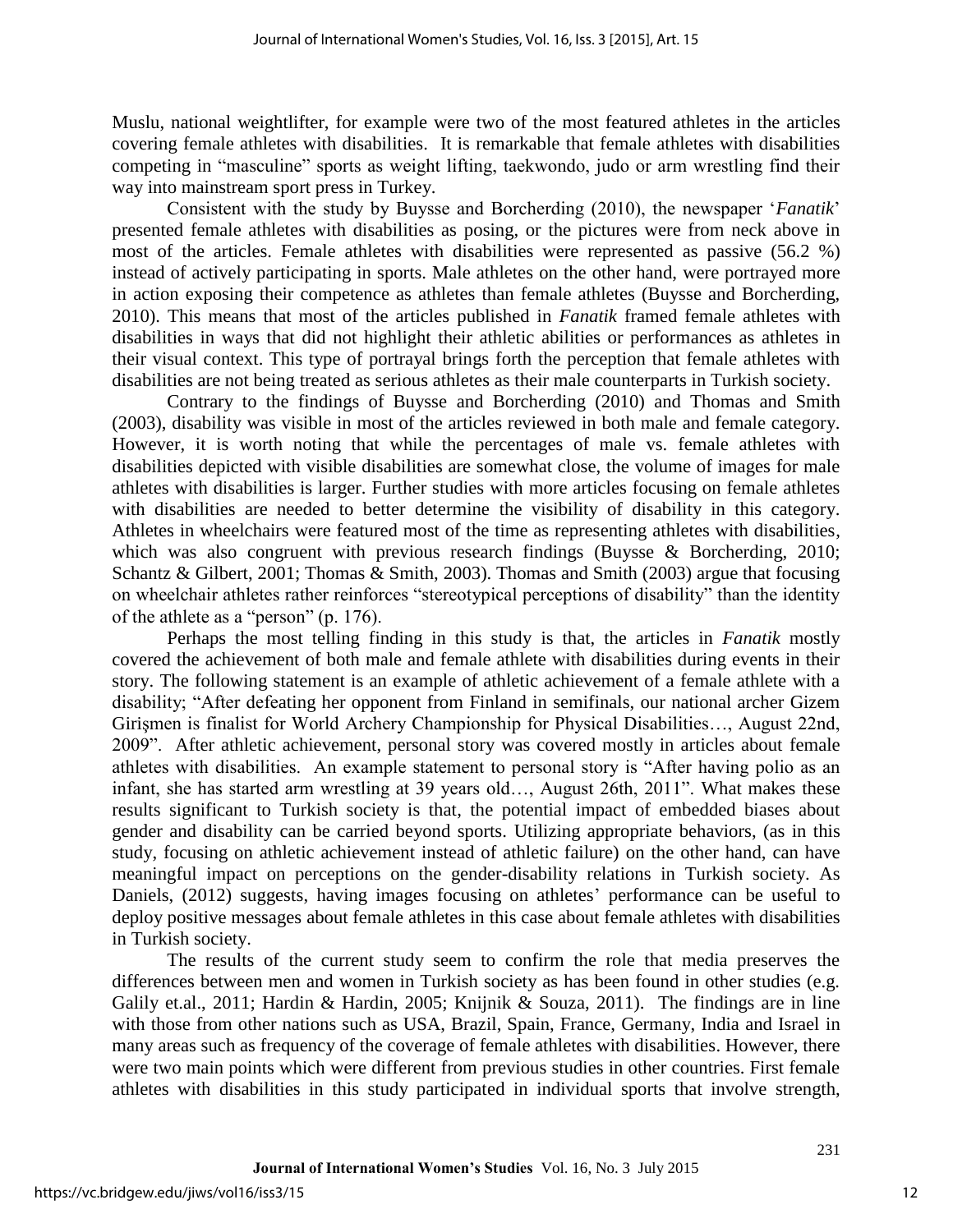Muslu, national weightlifter, for example were two of the most featured athletes in the articles covering female athletes with disabilities. It is remarkable that female athletes with disabilities competing in "masculine" sports as weight lifting, taekwondo, judo or arm wrestling find their way into mainstream sport press in Turkey.

Consistent with the study by Buysse and Borcherding (2010), the newspaper '*Fanatik*' presented female athletes with disabilities as posing, or the pictures were from neck above in most of the articles. Female athletes with disabilities were represented as passive (56.2 %) instead of actively participating in sports. Male athletes on the other hand, were portrayed more in action exposing their competence as athletes than female athletes (Buysse and Borcherding, 2010). This means that most of the articles published in *Fanatik* framed female athletes with disabilities in ways that did not highlight their athletic abilities or performances as athletes in their visual context. This type of portrayal brings forth the perception that female athletes with disabilities are not being treated as serious athletes as their male counterparts in Turkish society.

Contrary to the findings of Buysse and Borcherding (2010) and Thomas and Smith (2003), disability was visible in most of the articles reviewed in both male and female category. However, it is worth noting that while the percentages of male vs. female athletes with disabilities depicted with visible disabilities are somewhat close, the volume of images for male athletes with disabilities is larger. Further studies with more articles focusing on female athletes with disabilities are needed to better determine the visibility of disability in this category. Athletes in wheelchairs were featured most of the time as representing athletes with disabilities, which was also congruent with previous research findings (Buysse & Borcherding, 2010; Schantz & Gilbert, 2001; Thomas & Smith, 2003). Thomas and Smith (2003) argue that focusing on wheelchair athletes rather reinforces "stereotypical perceptions of disability" than the identity of the athlete as a "person" (p. 176).

Perhaps the most telling finding in this study is that, the articles in *Fanatik* mostly covered the achievement of both male and female athlete with disabilities during events in their story. The following statement is an example of athletic achievement of a female athlete with a disability; "After defeating her opponent from Finland in semifinals, our national archer Gizem Girişmen is finalist for World Archery Championship for Physical Disabilities…, August 22nd, 2009". After athletic achievement, personal story was covered mostly in articles about female athletes with disabilities. An example statement to personal story is "After having polio as an infant, she has started arm wrestling at 39 years old…, August 26th, 2011". What makes these results significant to Turkish society is that, the potential impact of embedded biases about gender and disability can be carried beyond sports. Utilizing appropriate behaviors, (as in this study, focusing on athletic achievement instead of athletic failure) on the other hand, can have meaningful impact on perceptions on the gender-disability relations in Turkish society. As Daniels, (2012) suggests, having images focusing on athletes' performance can be useful to deploy positive messages about female athletes in this case about female athletes with disabilities in Turkish society.

The results of the current study seem to confirm the role that media preserves the differences between men and women in Turkish society as has been found in other studies (e.g. Galily et.al., 2011; Hardin & Hardin, 2005; Knijnik & Souza, 2011). The findings are in line with those from other nations such as USA, Brazil, Spain, France, Germany, India and Israel in many areas such as frequency of the coverage of female athletes with disabilities. However, there were two main points which were different from previous studies in other countries. First female athletes with disabilities in this study participated in individual sports that involve strength,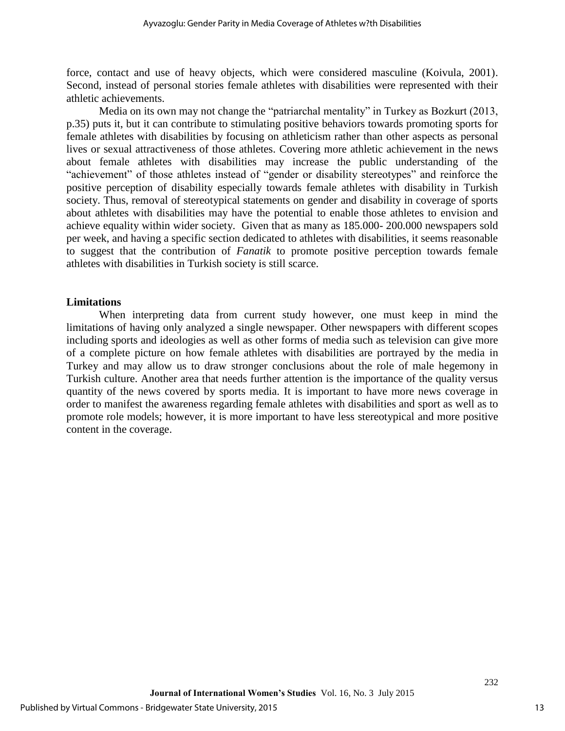force, contact and use of heavy objects, which were considered masculine (Koivula, 2001). Second, instead of personal stories female athletes with disabilities were represented with their athletic achievements.

Media on its own may not change the "patriarchal mentality" in Turkey as Bozkurt (2013, p.35) puts it, but it can contribute to stimulating positive behaviors towards promoting sports for female athletes with disabilities by focusing on athleticism rather than other aspects as personal lives or sexual attractiveness of those athletes. Covering more athletic achievement in the news about female athletes with disabilities may increase the public understanding of the "achievement" of those athletes instead of "gender or disability stereotypes" and reinforce the positive perception of disability especially towards female athletes with disability in Turkish society. Thus, removal of stereotypical statements on gender and disability in coverage of sports about athletes with disabilities may have the potential to enable those athletes to envision and achieve equality within wider society. Given that as many as 185.000- 200.000 newspapers sold per week, and having a specific section dedicated to athletes with disabilities, it seems reasonable to suggest that the contribution of *Fanatik* to promote positive perception towards female athletes with disabilities in Turkish society is still scarce.

**Limitations**

When interpreting data from current study however, one must keep in mind the limitations of having only analyzed a single newspaper. Other newspapers with different scopes including sports and ideologies as well as other forms of media such as television can give more of a complete picture on how female athletes with disabilities are portrayed by the media in Turkey and may allow us to draw stronger conclusions about the role of male hegemony in Turkish culture. Another area that needs further attention is the importance of the quality versus quantity of the news covered by sports media. It is important to have more news coverage in order to manifest the awareness regarding female athletes with disabilities and sport as well as to promote role models; however, it is more important to have less stereotypical and more positive content in the coverage.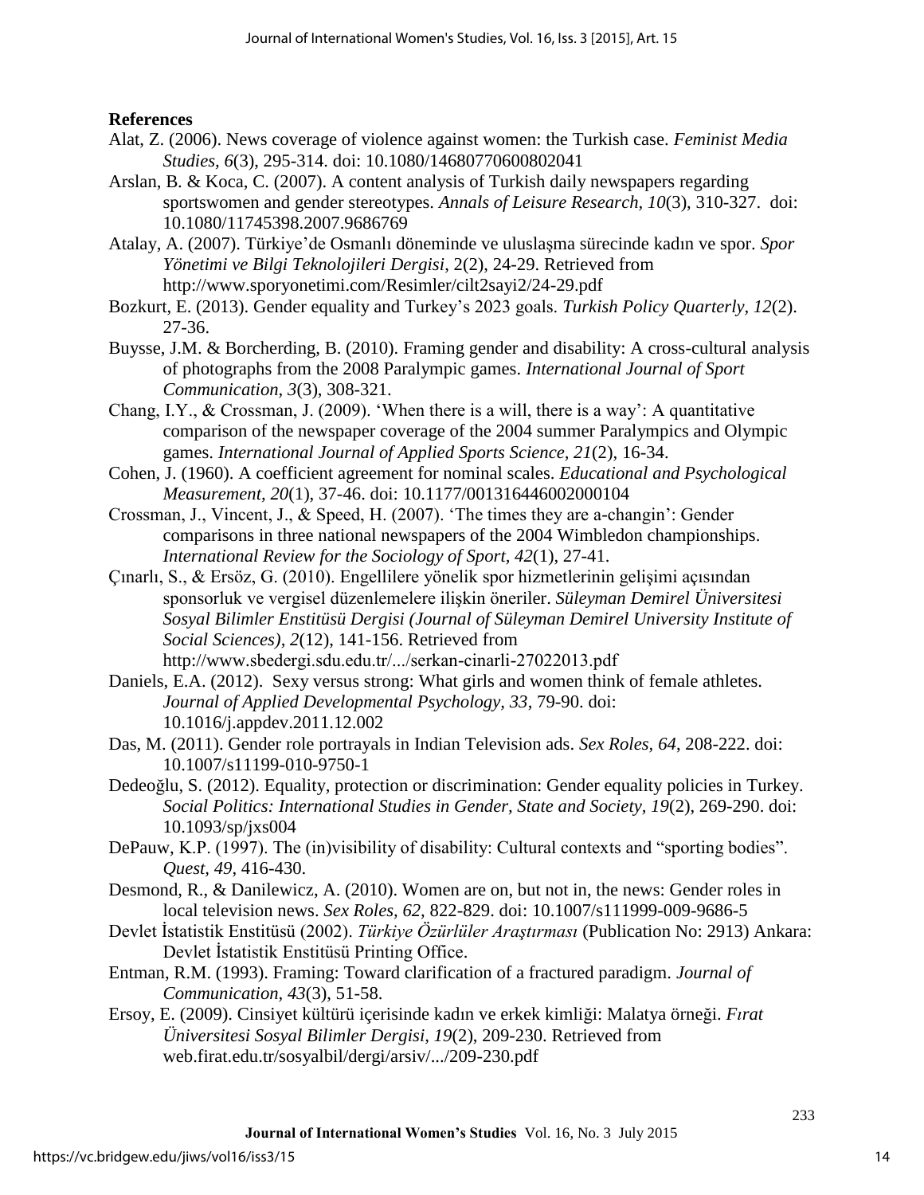**References**

Alat, Z. (2006). News coverage of violence against women: the Turkish case. *Feminist Media Studies, 6*(3), 295-314. doi: 10.1080/14680770600802041

Arslan, B. & Koca, C. (2007). A content analysis of Turkish daily newspapers regarding sportswomen and gender stereotypes. *Annals of Leisure Research, 10*(3), 310-327. doi: 10.1080/11745398.2007.9686769

Atalay, A. (2007). Türkiye'de Osmanlı döneminde ve uluslaşma sürecinde kadın ve spor. *Spor Yönetimi ve Bilgi Teknolojileri Dergisi*, 2(2), 24-29. Retrieved from http://www.sporyonetimi.com/Resimler/cilt2sayi2/24-29.pdf

Bozkurt, E. (2013). Gender equality and Turkey's 2023 goals. *Turkish Policy Quarterly, 12*(2). 27-36.

Buysse, J.M. & Borcherding, B. (2010). Framing gender and disability: A cross-cultural analysis of photographs from the 2008 Paralympic games. *International Journal of Sport Communication, 3*(3), 308-321.

Chang, I.Y., & Crossman, J. (2009). 'When there is a will, there is a way': A quantitative comparison of the newspaper coverage of the 2004 summer Paralympics and Olympic games. *International Journal of Applied Sports Science, 21*(2), 16-34.

Cohen, J. (1960). A coefficient agreement for nominal scales. *Educational and Psychological Measurement, 20*(1), 37-46. doi: 10.1177/001316446002000104

Crossman, J., Vincent, J., & Speed, H. (2007). 'The times they are a-changin': Gender comparisons in three national newspapers of the 2004 Wimbledon championships. *International Review for the Sociology of Sport, 42*(1), 27-41.

Çınarlı, S., & Ersöz, G. (2010). Engellilere yönelik spor hizmetlerinin gelişimi açısından sponsorluk ve vergisel düzenlemelere ilişkin öneriler. *Süleyman Demirel Üniversitesi Sosyal Bilimler Enstitüsü Dergisi (Journal of Süleyman Demirel University Institute of Social Sciences), 2*(12), 141-156. Retrieved from http://www.sbedergi.sdu.edu.tr/.../serkan-cinarli-27022013.pdf

Daniels, E.A. (2012). Sexy versus strong: What girls and women think of female athletes. *Journal of Applied Developmental Psychology, 33*, 79-90. doi: 10.1016/j.appdev.2011.12.002

Das, M. (2011). Gender role portrayals in Indian Television ads. *Sex Roles, 64*, 208-222. doi: 10.1007/s11199-010-9750-1

Dedeoğlu, S. (2012). Equality, protection or discrimination: Gender equality policies in Turkey. *Social Politics: International Studies in Gender, State and Society, 19*(2), 269-290. doi: 10.1093/sp/jxs004

DePauw, K.P. (1997). The (in)visibility of disability: Cultural contexts and "sporting bodies". *Quest, 49*, 416-430.

Desmond, R., & Danilewicz, A. (2010). Women are on, but not in, the news: Gender roles in local television news. *Sex Roles, 62,* 822-829. doi: 10.1007/s111999-009-9686-5

Devlet İstatistik Enstitüsü (2002). *Türkiye Özürlüler Araştırması* (Publication No: 2913) Ankara: Devlet İstatistik Enstitüsü Printing Office.

Entman, R.M. (1993). Framing: Toward clarification of a fractured paradigm. *Journal of Communication, 43*(3), 51-58.

Ersoy, E. (2009). Cinsiyet kültürü içerisinde kadın ve erkek kimliği: Malatya örneği. *Fırat Üniversitesi Sosyal Bilimler Dergisi, 19*(2), 209-230. Retrieved from web.firat.edu.tr/sosyalbil/dergi/arsiv/.../209-230.pdf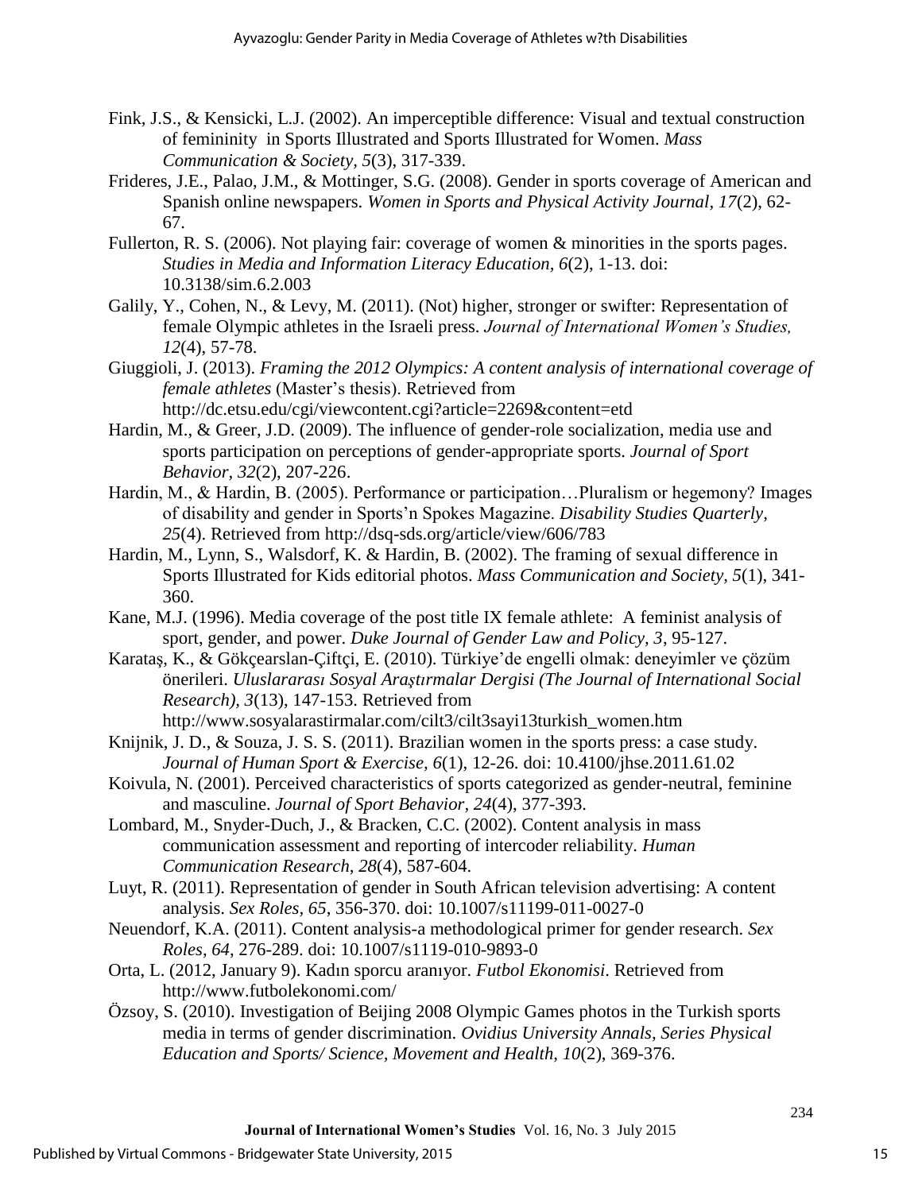Fink, J.S., & Kensicki, L.J. (2002). An imperceptible difference: Visual and textual construction of femininity in Sports Illustrated and Sports Illustrated for Women. *Mass Communication & Society, 5*(3), 317-339.

Frideres, J.E., Palao, J.M., & Mottinger, S.G. (2008). Gender in sports coverage of American and Spanish online newspapers. *Women in Sports and Physical Activity Journal, 17*(2), 62-67.

Fullerton, R. S. (2006). Not playing fair: coverage of women & minorities in the sports pages. *Studies in Media and Information Literacy Education, 6*(2), 1-13. doi: 10.3138/sim.6.2.003

Galily, Y., Cohen, N., & Levy, M. (2011). (Not) higher, stronger or swifter: Representation of female Olympic athletes in the Israeli press. *Journal of International Women's Studies, 12*(4), 57-78.

Giuggioli, J. (2013). *Framing the 2012 Olympics: A content analysis of international coverage of female athletes* (Master's thesis). Retrieved from http://dc.etsu.edu/cgi/viewcontent.cgi?article=2269&content=etd

Hardin, M., & Greer, J.D. (2009). The influence of gender-role socialization, media use and sports participation on perceptions of gender-appropriate sports. *Journal of Sport Behavior, 32*(2), 207-226.

Hardin, M., & Hardin, B. (2005). Performance or participation…Pluralism or hegemony? Images of disability and gender in Sports'n Spokes Magazine. *Disability Studies Quarterly, 25*(4). Retrieved from http://dsq-sds.org/article/view/606/783

Hardin, M., Lynn, S., Walsdorf, K. & Hardin, B. (2002). The framing of sexual difference in Sports Illustrated for Kids editorial photos. *Mass Communication and Society, 5*(1), 341-360.

Kane, M.J. (1996). Media coverage of the post title IX female athlete: A feminist analysis of sport, gender, and power. *Duke Journal of Gender Law and Policy, 3*, 95-127.

Karataş, K., & Gökçearslan-Çiftçi, E. (2010). Türkiye'de engelli olmak: deneyimler ve çözüm önerileri. *Uluslararası Sosyal Araştırmalar Dergisi (The Journal of International Social Research), 3*(13), 147-153. Retrieved from http://www.sosyalarastirmalar.com/cilt3/cilt3sayi13turkish_women.htm

Knijnik, J. D., & Souza, J. S. S. (2011). Brazilian women in the sports press: a case study. *Journal of Human Sport & Exercise, 6*(1), 12-26. doi: 10.4100/jhse.2011.61.02

Koivula, N. (2001). Perceived characteristics of sports categorized as gender-neutral, feminine and masculine. *Journal of Sport Behavior, 24*(4), 377-393.

Lombard, M., Snyder-Duch, J., & Bracken, C.C. (2002). Content analysis in mass communication assessment and reporting of intercoder reliability. *Human Communication Research, 28*(4), 587-604.

Luyt, R. (2011). Representation of gender in South African television advertising: A content analysis. *Sex Roles, 65*, 356-370. doi: 10.1007/s11199-011-0027-0

Neuendorf, K.A. (2011). Content analysis-a methodological primer for gender research. *Sex Roles, 64*, 276-289. doi: 10.1007/s1119-010-9893-0

Orta, L. (2012, January 9). Kadın sporcu aranıyor. *Futbol Ekonomisi*. Retrieved from http://www.futbolekonomi.com/

Özsoy, S. (2010). Investigation of Beijing 2008 Olympic Games photos in the Turkish sports media in terms of gender discrimination. *Ovidius University Annals, Series Physical Education and Sports/ Science, Movement and Health, 10*(2), 369-376.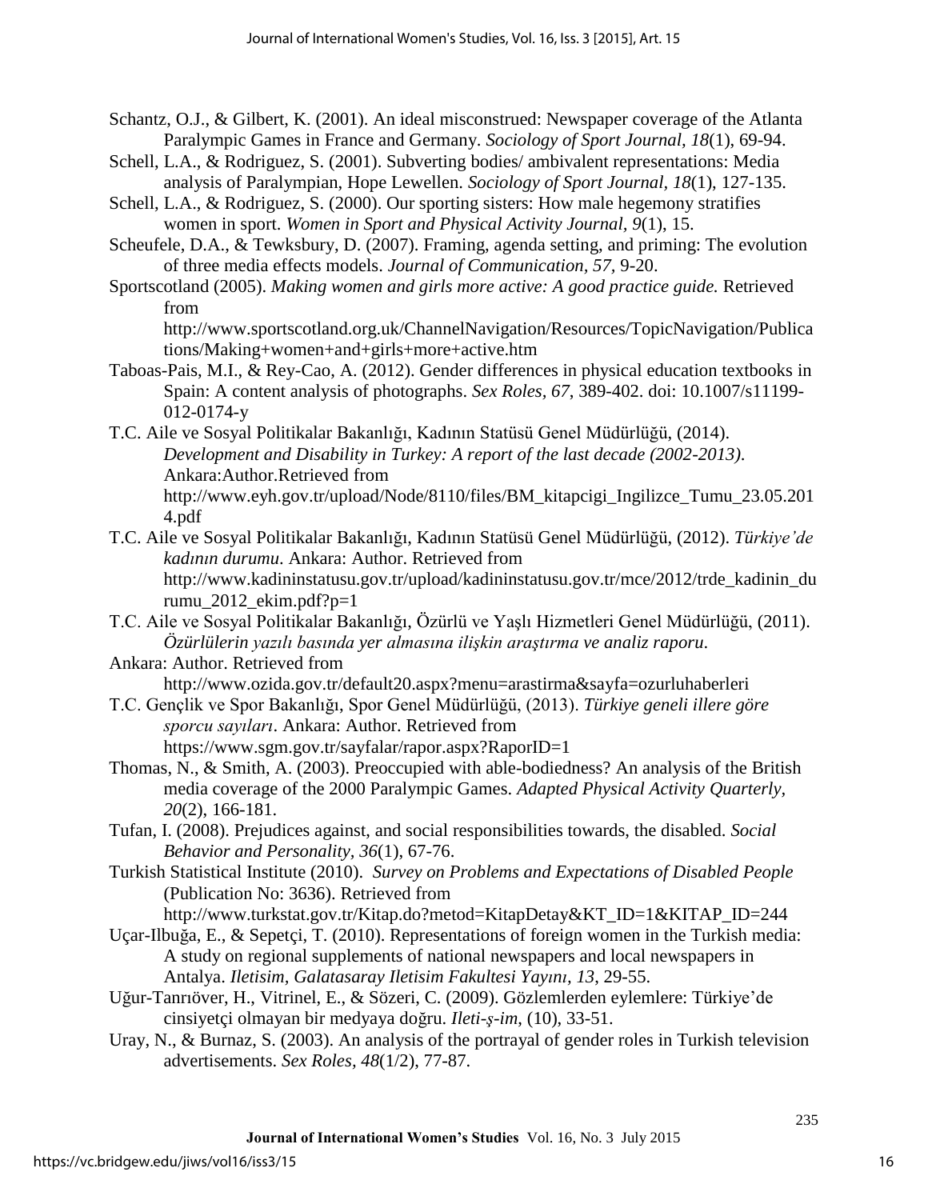Schantz, O.J., & Gilbert, K. (2001). An ideal misconstrued: Newspaper coverage of the Atlanta Paralympic Games in France and Germany. *Sociology of Sport Journal, 18*(1), 69-94.

Schell, L.A., & Rodriguez, S. (2001). Subverting bodies/ ambivalent representations: Media analysis of Paralympian, Hope Lewellen. *Sociology of Sport Journal, 18*(1), 127-135.

Schell, L.A., & Rodriguez, S. (2000). Our sporting sisters: How male hegemony stratifies women in sport. *Women in Sport and Physical Activity Journal, 9*(1), 15.

Scheufele, D.A., & Tewksbury, D. (2007). Framing, agenda setting, and priming: The evolution of three media effects models. *Journal of Communication, 57,* 9-20.

Sportscotland (2005). *Making women and girls more active: A good practice guide.* Retrieved from http://www.sportscotland.org.uk/ChannelNavigation/Resources/TopicNavigation/Publications/Making+women+and+girls+more+active.htm

Taboas-Pais, M.I., & Rey-Cao, A. (2012). Gender differences in physical education textbooks in Spain: A content analysis of photographs. *Sex Roles, 67,* 389-402. doi: 10.1007/s11199-012-0174-y

T.C. Aile ve Sosyal Politikalar Bakanlığı, Kadının Statüsü Genel Müdürlüğü, (2014). *Development and Disability in Turkey: A report of the last decade (2002-2013).* Ankara:Author.Retrieved from http://www.eyh.gov.tr/upload/Node/8110/files/BM_kitapcigi_Ingilizce_Tumu_23.05.2014.pdf

T.C. Aile ve Sosyal Politikalar Bakanlığı, Kadının Statüsü Genel Müdürlüğü, (2012). *Türkiye'de kadının durumu.* Ankara: Author. Retrieved from http://www.kadininstatusu.gov.tr/upload/kadininstatusu.gov.tr/mce/2012/trde_kadinin_durumu_2012_ekim.pdf?p=1

T.C. Aile ve Sosyal Politikalar Bakanlığı, Özürlü ve Yaşlı Hizmetleri Genel Müdürlüğü, (2011). *Özürlülerin yazılı basında yer almasına ilişkin araştırma ve analiz raporu.*

Ankara: Author. Retrieved from http://www.ozida.gov.tr/default20.aspx?menu=arastirma&sayfa=ozurluhaberleri

T.C. Gençlik ve Spor Bakanlığı, Spor Genel Müdürlüğü, (2013). *Türkiye geneli illere göre sporcu sayıları*. Ankara: Author. Retrieved from https://www.sgm.gov.tr/sayfalar/rapor.aspx?RaporID=1

Thomas, N., & Smith, A. (2003). Preoccupied with able-bodiedness? An analysis of the British media coverage of the 2000 Paralympic Games. *Adapted Physical Activity Quarterly, 20*(2), 166-181.

Tufan, I. (2008). Prejudices against, and social responsibilities towards, the disabled. *Social Behavior and Personality, 36*(1), 67-76.

Turkish Statistical Institute (2010). *Survey on Problems and Expectations of Disabled People* (Publication No: 3636). Retrieved from http://www.turkstat.gov.tr/Kitap.do?metod=KitapDetay&KT_ID=1&KITAP_ID=244

Uçar-Ilbuğa, E., & Sepetçi, T. (2010). Representations of foreign women in the Turkish media: A study on regional supplements of national newspapers and local newspapers in Antalya. *Iletisim, Galatasaray Iletisim Fakultesi Yayını, 13*, 29-55.

Uğur-Tanrıöver, H., Vitrinel, E., & Sözeri, C. (2009). Gözlemlerden eylemlere: Türkiye'de cinsiyetçi olmayan bir medyaya doğru. *Ileti-ş-im*, (10), 33-51.

Uray, N., & Burnaz, S. (2003). An analysis of the portrayal of gender roles in Turkish television advertisements. *Sex Roles, 48*(1/2), 77-87.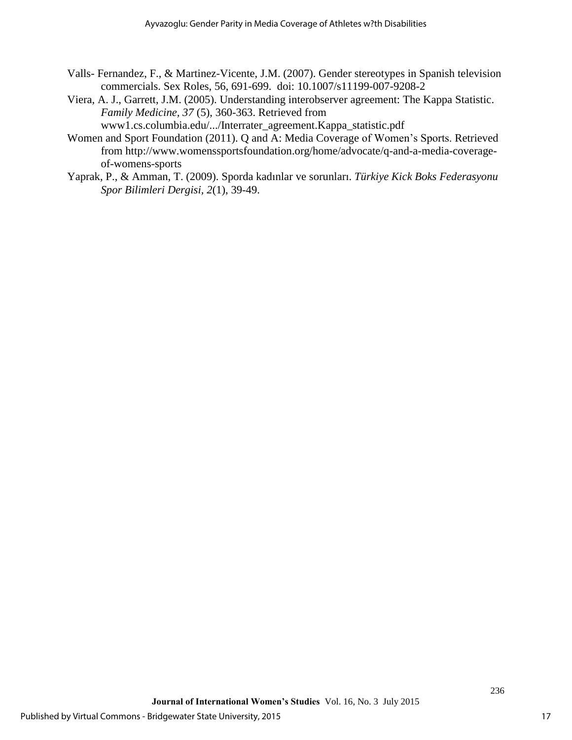Valls- Fernandez, F., & Martinez-Vicente, J.M. (2007). Gender stereotypes in Spanish television commercials. Sex Roles, 56, 691-699. doi: 10.1007/s11199-007-9208-2

Viera, A. J., Garrett, J.M. (2005). Understanding interobserver agreement: The Kappa Statistic. *Family Medicine, 37* (5), 360-363. Retrieved from www1.cs.columbia.edu/.../Interrater_agreement.Kappa_statistic.pdf

Women and Sport Foundation (2011). Q and A: Media Coverage of Women's Sports. Retrieved from http://www.womenssportsfoundation.org/home/advocate/q-and-a-media-coverage-of-womens-sports

Yaprak, P., & Amman, T. (2009). Sporda kadınlar ve sorunları. *Türkiye Kick Boks Federasyonu Spor Bilimleri Dergisi, 2*(1), 39-49.